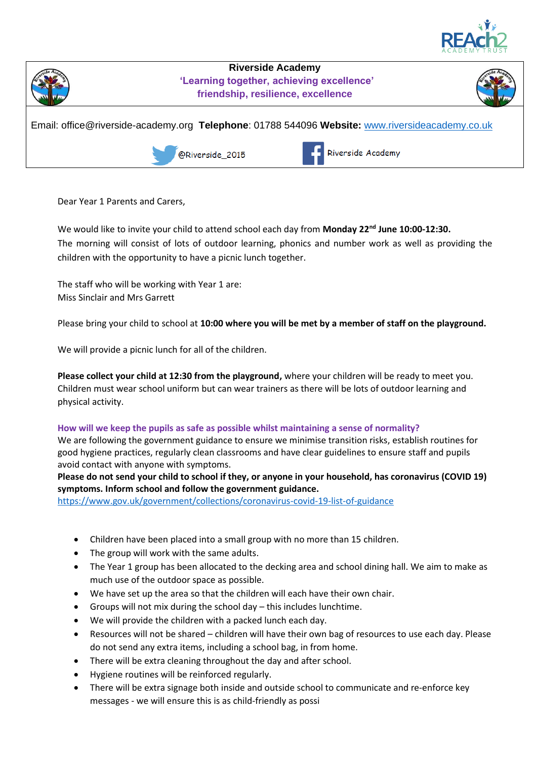**Riverside Academy**
**'Learning together, achieving excellence'**
**friendship, resilience, excellence**

Email: office@riverside-academy.org **Telephone**: 01788 544096 **Website:** [www.riversideacademy.co.uk](http://www.riversideacademy.co.uk)

@Riverside_2015 Riverside Academy

Dear Year 1 Parents and Carers,

We would like to invite your child to attend school each day from **Monday 22nd June 10:00-12:30.** The morning will consist of lots of outdoor learning, phonics and number work as well as providing the children with the opportunity to have a picnic lunch together.

The staff who will be working with Year 1 are:
Miss Sinclair and Mrs Garrett

Please bring your child to school at **10:00 where you will be met by a member of staff on the playground.**

We will provide a picnic lunch for all of the children.

**Please collect your child at 12:30 from the playground,** where your children will be ready to meet you. Children must wear school uniform but can wear trainers as there will be lots of outdoor learning and physical activity.

**How will we keep the pupils as safe as possible whilst maintaining a sense of normality?**
We are following the government guidance to ensure we minimise transition risks, establish routines for good hygiene practices, regularly clean classrooms and have clear guidelines to ensure staff and pupils avoid contact with anyone with symptoms.
**Please do not send your child to school if they, or anyone in your household, has coronavirus (COVID 19) symptoms. Inform school and follow the government guidance.**
[https://www.gov.uk/government/collections/coronavirus-covid-19-list-of-guidance](https://www.gov.uk/government/collections/coronavirus-covid-19-list-of-guidance)

- Children have been placed into a small group with no more than 15 children.
- The group will work with the same adults.
- The Year 1 group has been allocated to the decking area and school dining hall. We aim to make as much use of the outdoor space as possible.
- We have set up the area so that the children will each have their own chair.
- Groups will not mix during the school day – this includes lunchtime.
- We will provide the children with a packed lunch each day.
- Resources will not be shared – children will have their own bag of resources to use each day. Please do not send any extra items, including a school bag, in from home.
- There will be extra cleaning throughout the day and after school.
- Hygiene routines will be reinforced regularly.
- There will be extra signage both inside and outside school to communicate and re-enforce key messages - we will ensure this is as child-friendly as possi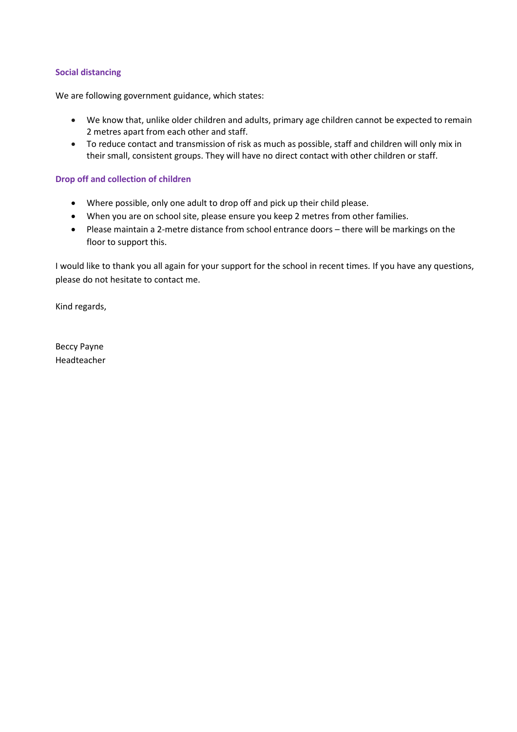### Social distancing

We are following government guidance, which states:

- We know that, unlike older children and adults, primary age children cannot be expected to remain 2 metres apart from each other and staff.
- To reduce contact and transmission of risk as much as possible, staff and children will only mix in their small, consistent groups. They will have no direct contact with other children or staff.

### Drop off and collection of children

- Where possible, only one adult to drop off and pick up their child please.
- When you are on school site, please ensure you keep 2 metres from other families.
- Please maintain a 2-metre distance from school entrance doors – there will be markings on the floor to support this.

I would like to thank you all again for your support for the school in recent times. If you have any questions, please do not hesitate to contact me.

Kind regards,

Beccy Payne
Headteacher